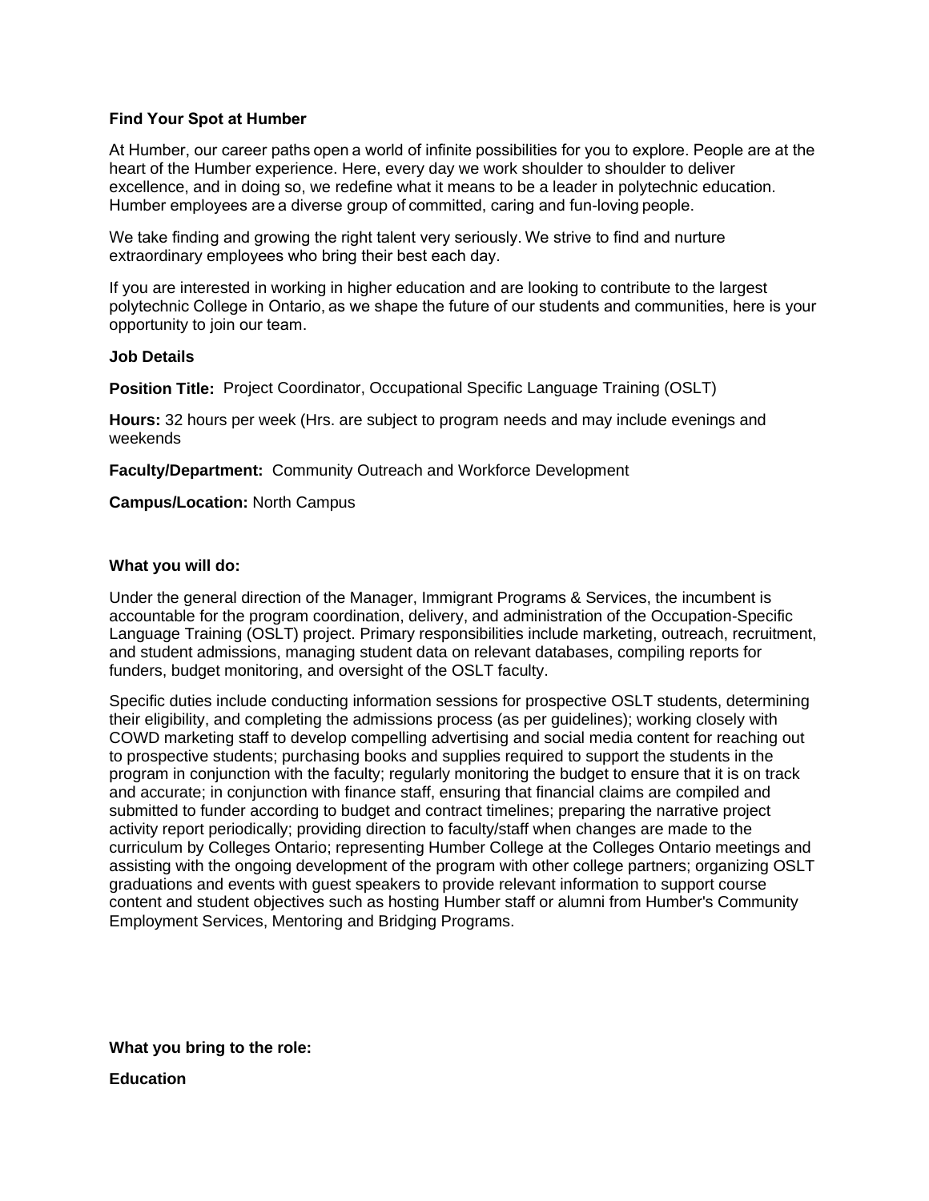**Find Your Spot at Humber**

At Humber, our career paths open a world of infinite possibilities for you to explore. People are at the heart of the Humber experience. Here, every day we work shoulder to shoulder to deliver excellence, and in doing so, we redefine what it means to be a leader in polytechnic education. Humber employees are a diverse group of committed, caring and fun-loving people.

We take finding and growing the right talent very seriously. We strive to find and nurture extraordinary employees who bring their best each day.

If you are interested in working in higher education and are looking to contribute to the largest polytechnic College in Ontario, as we shape the future of our students and communities, here is your opportunity to join our team.

**Job Details**

**Position Title:** Project Coordinator, Occupational Specific Language Training (OSLT)

**Hours:** 32 hours per week (Hrs. are subject to program needs and may include evenings and weekends

**Faculty/Department:** Community Outreach and Workforce Development

**Campus/Location:** North Campus

**What you will do:**

Under the general direction of the Manager, Immigrant Programs & Services, the incumbent is accountable for the program coordination, delivery, and administration of the Occupation-Specific Language Training (OSLT) project. Primary responsibilities include marketing, outreach, recruitment, and student admissions, managing student data on relevant databases, compiling reports for funders, budget monitoring, and oversight of the OSLT faculty.

Specific duties include conducting information sessions for prospective OSLT students, determining their eligibility, and completing the admissions process (as per guidelines); working closely with COWD marketing staff to develop compelling advertising and social media content for reaching out to prospective students; purchasing books and supplies required to support the students in the program in conjunction with the faculty; regularly monitoring the budget to ensure that it is on track and accurate; in conjunction with finance staff, ensuring that financial claims are compiled and submitted to funder according to budget and contract timelines; preparing the narrative project activity report periodically; providing direction to faculty/staff when changes are made to the curriculum by Colleges Ontario; representing Humber College at the Colleges Ontario meetings and assisting with the ongoing development of the program with other college partners; organizing OSLT graduations and events with guest speakers to provide relevant information to support course content and student objectives such as hosting Humber staff or alumni from Humber's Community Employment Services, Mentoring and Bridging Programs.

**What you bring to the role:**

**Education**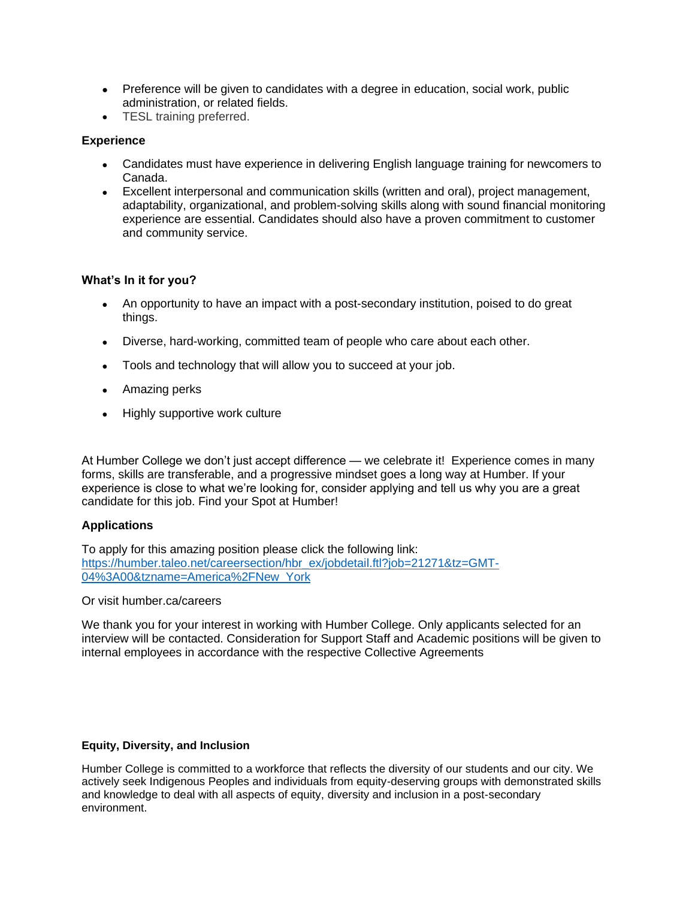- Preference will be given to candidates with a degree in education, social work, public administration, or related fields.
- TESL training preferred.

**Experience**

- Candidates must have experience in delivering English language training for newcomers to Canada.
- Excellent interpersonal and communication skills (written and oral), project management, adaptability, organizational, and problem-solving skills along with sound financial monitoring experience are essential. Candidates should also have a proven commitment to customer and community service.

**What's In it for you?**

- An opportunity to have an impact with a post-secondary institution, poised to do great things.
- Diverse, hard-working, committed team of people who care about each other.
- Tools and technology that will allow you to succeed at your job.
- Amazing perks
- Highly supportive work culture

At Humber College we don't just accept difference — we celebrate it! Experience comes in many forms, skills are transferable, and a progressive mindset goes a long way at Humber. If your experience is close to what we're looking for, consider applying and tell us why you are a great candidate for this job. Find your Spot at Humber!

**Applications**

To apply for this amazing position please click the following link:
[https://humber.taleo.net/careersection/hbr_ex/jobdetail.ftl?job=21271&tz=GMT-04%3A00&tzname=America%2FNew_York](https://humber.taleo.net/careersection/hbr_ex/jobdetail.ftl?job=21271&tz=GMT-04%3A00&tzname=America%2FNew_York)

Or visit humber.ca/careers

We thank you for your interest in working with Humber College. Only applicants selected for an interview will be contacted. Consideration for Support Staff and Academic positions will be given to internal employees in accordance with the respective Collective Agreements

**Equity, Diversity, and Inclusion**

Humber College is committed to a workforce that reflects the diversity of our students and our city. We actively seek Indigenous Peoples and individuals from equity-deserving groups with demonstrated skills and knowledge to deal with all aspects of equity, diversity and inclusion in a post-secondary environment.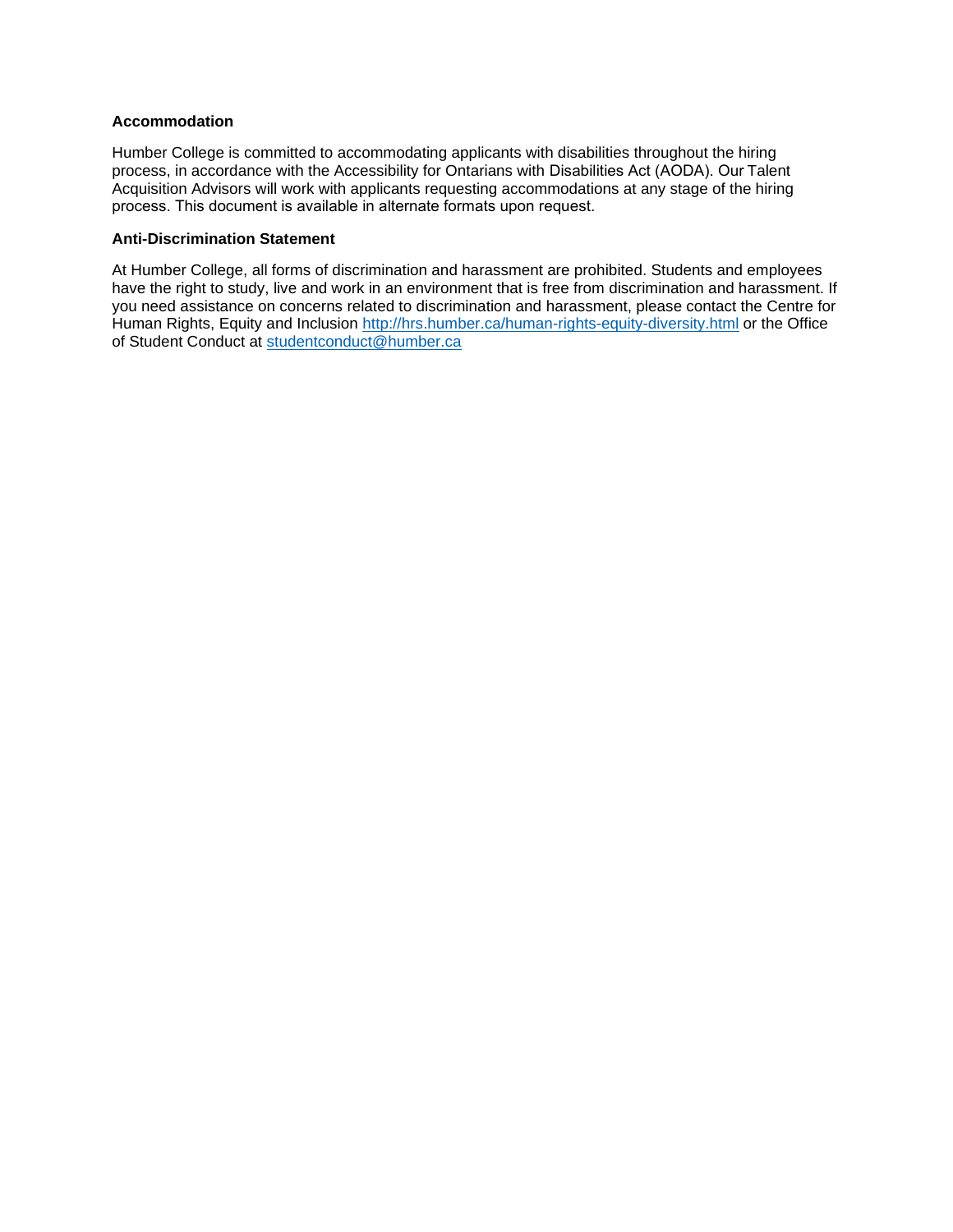**Accommodation**

Humber College is committed to accommodating applicants with disabilities throughout the hiring process, in accordance with the Accessibility for Ontarians with Disabilities Act (AODA). Our Talent Acquisition Advisors will work with applicants requesting accommodations at any stage of the hiring process. This document is available in alternate formats upon request.

**Anti-Discrimination Statement**

At Humber College, all forms of discrimination and harassment are prohibited. Students and employees have the right to study, live and work in an environment that is free from discrimination and harassment. If you need assistance on concerns related to discrimination and harassment, please contact the Centre for Human Rights, Equity and Inclusion http://hrs.humber.ca/human-rights-equity-diversity.html or the Office of Student Conduct at studentconduct@humber.ca